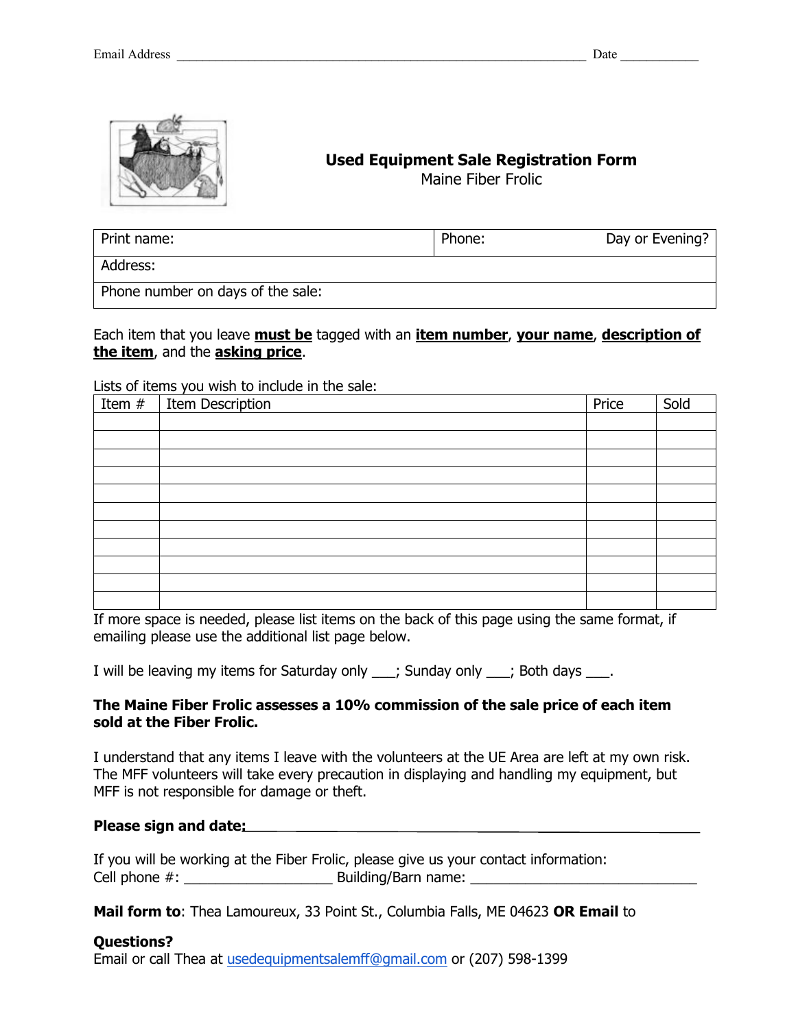Email Address ______________________________________________________________ Date ____________

# Used Equipment Sale Registration Form

Maine Fiber Frolic

| Print name: | Phone: Day or Evening? |
|---|---|
| Address: | |
| Phone number on days of the sale: | |

Each item that you leave **must be** tagged with an **item number**, **your name**, **description of the item**, and the **asking price**.

Lists of items you wish to include in the sale:

| Item # | Item Description | Price | Sold |
|---|---|---|---|
| | | | |
| | | | |
| | | | |
| | | | |
| | | | |
| | | | |
| | | | |
| | | | |
| | | | |
| | | | |
| | | | |

If more space is needed, please list items on the back of this page using the same format, if emailing please use the additional list page below.

I will be leaving my items for Saturday only ___; Sunday only ___; Both days ___.

**The Maine Fiber Frolic assesses a 10% commission of the sale price of each item sold at the Fiber Frolic.**

I understand that any items I leave with the volunteers at the UE Area are left at my own risk. The MFF volunteers will take every precaution in displaying and handling my equipment, but MFF is not responsible for damage or theft.

**Please sign and date:**______________________________________________________

If you will be working at the Fiber Frolic, please give us your contact information:
Cell phone #: ___________________ Building/Barn name: _____________________________

**Mail form to**: Thea Lamoureux, 33 Point St., Columbia Falls, ME 04623 **OR Email** to

**Questions?**
Email or call Thea at usedequipmentsalemff@gmail.com or (207) 598-1399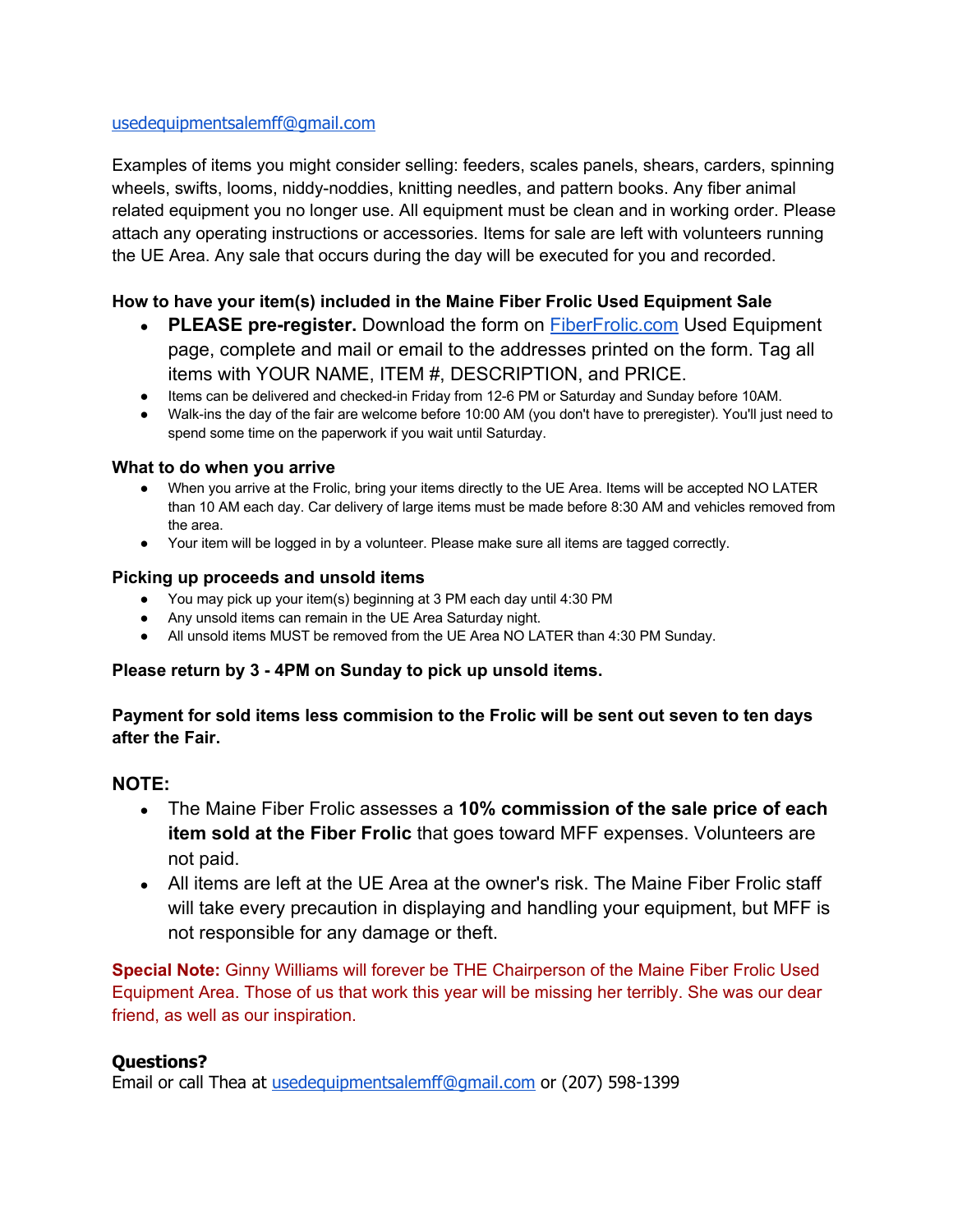usedequipmentsalemff@gmail.com

Examples of items you might consider selling: feeders, scales panels, shears, carders, spinning wheels, swifts, looms, niddy-noddies, knitting needles, and pattern books. Any fiber animal related equipment you no longer use. All equipment must be clean and in working order. Please attach any operating instructions or accessories. Items for sale are left with volunteers running the UE Area. Any sale that occurs during the day will be executed for you and recorded.

### How to have your item(s) included in the Maine Fiber Frolic Used Equipment Sale

- **PLEASE pre-register.** Download the form on FiberFrolic.com Used Equipment page, complete and mail or email to the addresses printed on the form. Tag all items with YOUR NAME, ITEM #, DESCRIPTION, and PRICE.
- Items can be delivered and checked-in Friday from 12-6 PM or Saturday and Sunday before 10AM.
- Walk-ins the day of the fair are welcome before 10:00 AM (you don't have to preregister). You'll just need to spend some time on the paperwork if you wait until Saturday.

### What to do when you arrive

- When you arrive at the Frolic, bring your items directly to the UE Area. Items will be accepted NO LATER than 10 AM each day. Car delivery of large items must be made before 8:30 AM and vehicles removed from the area.
- Your item will be logged in by a volunteer. Please make sure all items are tagged correctly.

### Picking up proceeds and unsold items

- You may pick up your item(s) beginning at 3 PM each day until 4:30 PM
- Any unsold items can remain in the UE Area Saturday night.
- All unsold items MUST be removed from the UE Area NO LATER than 4:30 PM Sunday.

**Please return by 3 - 4PM on Sunday to pick up unsold items.**

**Payment for sold items less commision to the Frolic will be sent out seven to ten days after the Fair.**

## NOTE:

- The Maine Fiber Frolic assesses a **10% commission of the sale price of each item sold at the Fiber Frolic** that goes toward MFF expenses. Volunteers are not paid.
- All items are left at the UE Area at the owner's risk. The Maine Fiber Frolic staff will take every precaution in displaying and handling your equipment, but MFF is not responsible for any damage or theft.

**Special Note:** Ginny Williams will forever be THE Chairperson of the Maine Fiber Frolic Used Equipment Area. Those of us that work this year will be missing her terribly. She was our dear friend, as well as our inspiration.

**Questions?**
Email or call Thea at usedequipmentsalemff@gmail.com or (207) 598-1399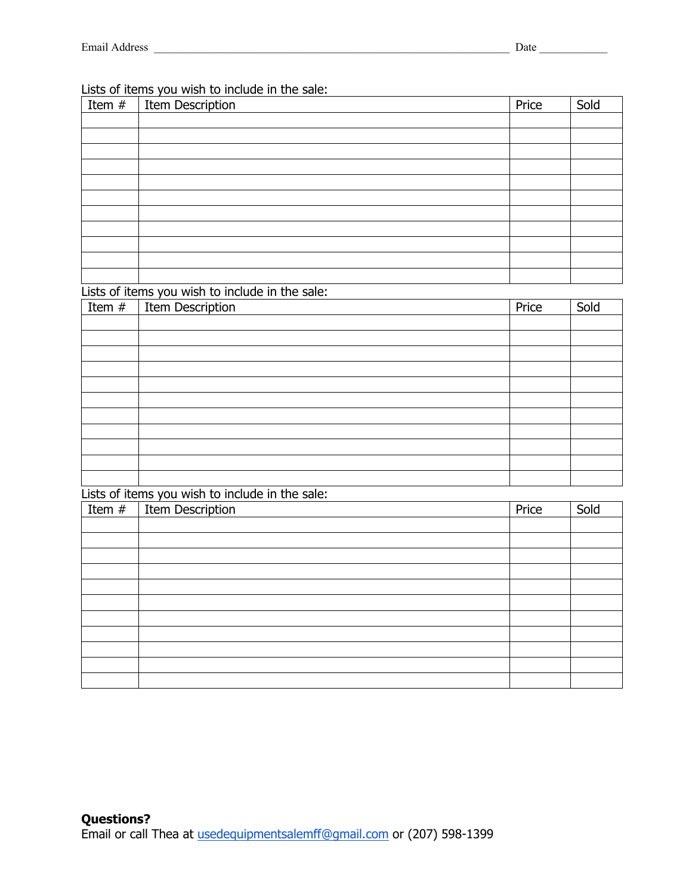Email Address ________________________________________________________________ Date ____________

Lists of items you wish to include in the sale:

| Item # | Item Description | Price | Sold |
|---|---|---|---|
| | | | |
| | | | |
| | | | |
| | | | |
| | | | |
| | | | |
| | | | |
| | | | |
| | | | |
| | | | |
| | | | |

Lists of items you wish to include in the sale:

| Item # | Item Description | Price | Sold |
|---|---|---|---|
| | | | |
| | | | |
| | | | |
| | | | |
| | | | |
| | | | |
| | | | |
| | | | |
| | | | |
| | | | |
| | | | |

Lists of items you wish to include in the sale:

| Item # | Item Description | Price | Sold |
|---|---|---|---|
| | | | |
| | | | |
| | | | |
| | | | |
| | | | |
| | | | |
| | | | |
| | | | |
| | | | |
| | | | |
| | | | |

**Questions?**
Email or call Thea at usedequipmentsalemff@gmail.com or (207) 598-1399